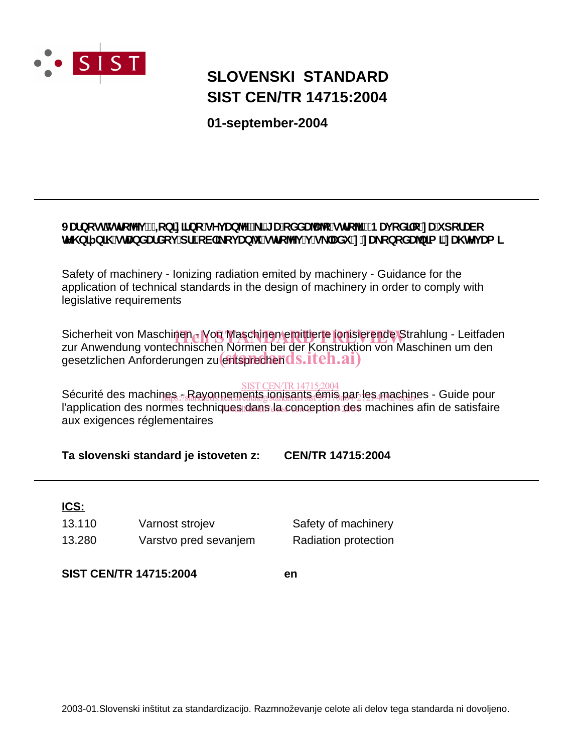# SLOVENSKI STANDARD
# SIST CEN/TR 14715:2004

**01-september-2004**

---

**Varnost strojev - Ionizirajoče sevanje, ki ga oddajajo stroji - Navodilo za uporabo tehničnih standardov pri oblikovanju strojev v skladu z zakonodajnimi zahtevami**

Safety of machinery - Ionizing radiation emited by machinery - Guidance for the application of technical standards in the design of machinery in order to comply with legislative requirements

Sicherheit von Maschinen - Von Maschinen emittierte ionisierende Strahlung - Leitfaden zur Anwendung vontechnischen Normen bei der Konstruktion von Maschinen um den gesetzlichen Anforderungen zu entsprechen

Sécurité des machines - Rayonnements ionisants émis par les machines - Guide pour l'application des normes techniques dans la conception des machines afin de satisfaire aux exigences réglementaires

**Ta slovenski standard je istoveten z:** **CEN/TR 14715:2004**

---

**ICS:**

| | | |
|---|---|---|
| 13.110 | Varnost strojev | Safety of machinery |
| 13.280 | Varstvo pred sevanjem | Radiation protection |

**SIST CEN/TR 14715:2004** **en**

2003-01.Slovenski inštitut za standardizacijo. Razmnoževanje celote ali delov tega standarda ni dovoljeno.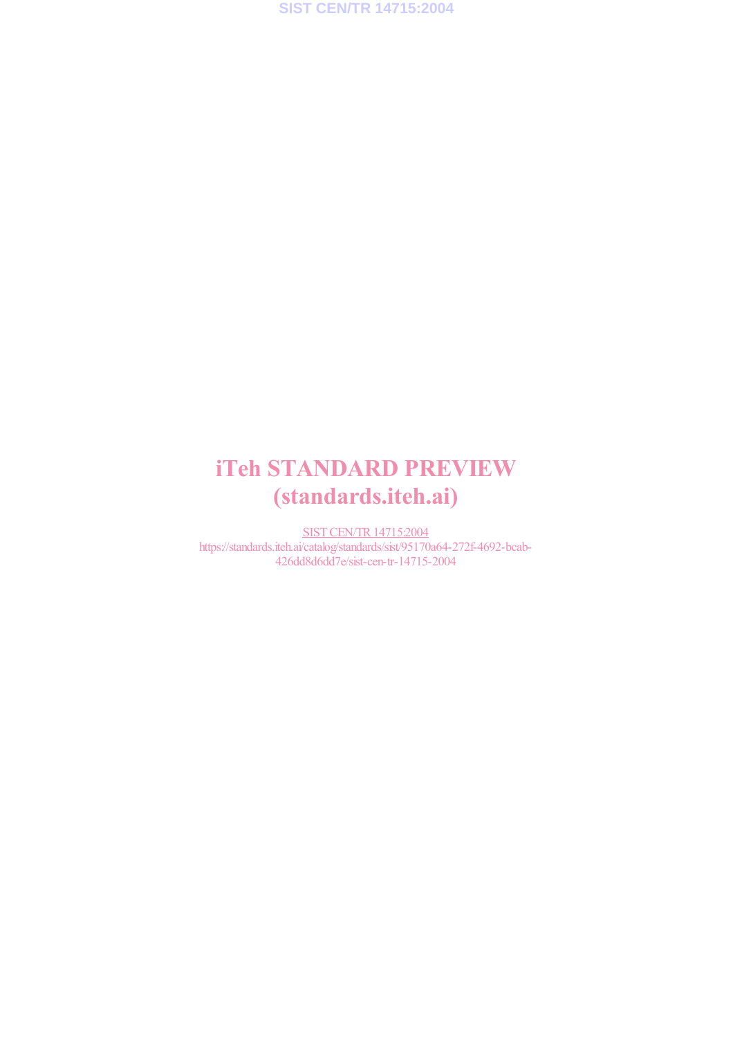iTeh STANDARD PREVIEW
(standards.iteh.ai)

SIST CEN/TR 14715:2004
https://standards.iteh.ai/catalog/standards/sist/95170a64-272f-4692-bcab-426dd8d6dd7e/sist-cen-tr-14715-2004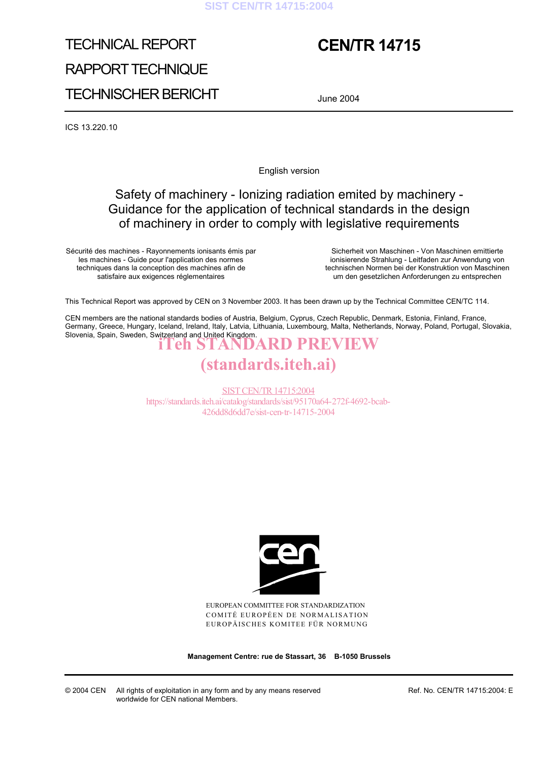# TECHNICAL REPORT

# RAPPORT TECHNIQUE

# TECHNISCHER BERICHT

# CEN/TR 14715

June 2004

ICS 13.220.10

English version

## Safety of machinery - Ionizing radiation emited by machinery - Guidance for the application of technical standards in the design of machinery in order to comply with legislative requirements

Sécurité des machines - Rayonnements ionisants émis par les machines - Guide pour l'application des normes techniques dans la conception des machines afin de satisfaire aux exigences réglementaires

Sicherheit von Maschinen - Von Maschinen emittierte ionisierende Strahlung - Leitfaden zur Anwendung von technischen Normen bei der Konstruktion von Maschinen um den gesetzlichen Anforderungen zu entsprechen

This Technical Report was approved by CEN on 3 November 2003. It has been drawn up by the Technical Committee CEN/TC 114.

CEN members are the national standards bodies of Austria, Belgium, Cyprus, Czech Republic, Denmark, Estonia, Finland, France, Germany, Greece, Hungary, Iceland, Ireland, Italy, Latvia, Lithuania, Luxembourg, Malta, Netherlands, Norway, Poland, Portugal, Slovakia, Slovenia, Spain, Sweden, Switzerland and United Kingdom.

iTeh STANDARD PREVIEW
(standards.iteh.ai)

SIST CEN/TR 14715:2004
https://standards.iteh.ai/catalog/standards/sist/95170a64-272f-4692-bcab-426dd8d6dd7e/sist-cen-tr-14715-2004

EUROPEAN COMMITTEE FOR STANDARDIZATION
COMITÉ EUROPÉEN DE NORMALISATION
EUROPÄISCHES KOMITEE FÜR NORMUNG

**Management Centre: rue de Stassart, 36 B-1050 Brussels**

© 2004 CEN All rights of exploitation in any form and by any means reserved worldwide for CEN national Members.

Ref. No. CEN/TR 14715:2004: E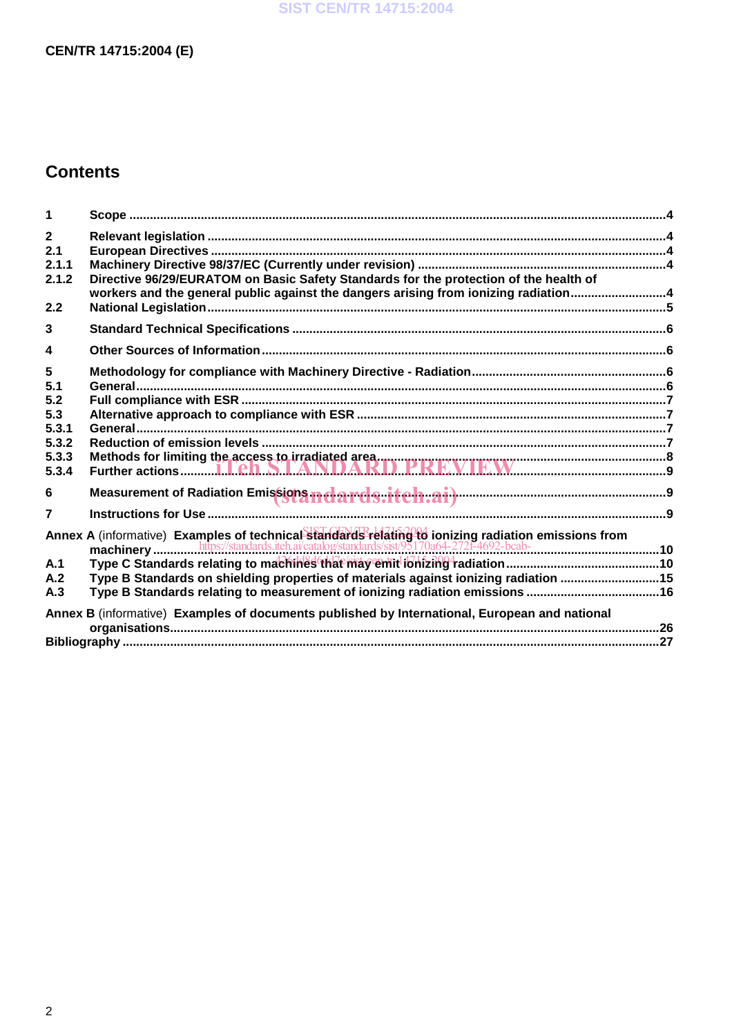## Contents

| | | |
|---|---|---|
| 1 | Scope | 4 |
| 2 | Relevant legislation | 4 |
| 2.1 | European Directives | 4 |
| 2.1.1 | Machinery Directive 98/37/EC (Currently under revision) | 4 |
| 2.1.2 | Directive 96/29/EURATOM on Basic Safety Standards for the protection of the health of workers and the general public against the dangers arising from ionizing radiation | 4 |
| 2.2 | National Legislation | 5 |
| 3 | Standard Technical Specifications | 6 |
| 4 | Other Sources of Information | 6 |
| 5 | Methodology for compliance with Machinery Directive - Radiation | 6 |
| 5.1 | General | 6 |
| 5.2 | Full compliance with ESR | 7 |
| 5.3 | Alternative approach to compliance with ESR | 7 |
| 5.3.1 | General | 7 |
| 5.3.2 | Reduction of emission levels | 7 |
| 5.3.3 | Methods for limiting the access to irradiated area | 8 |
| 5.3.4 | Further actions | 9 |
| 6 | Measurement of Radiation Emissions | 9 |
| 7 | Instructions for Use | 9 |
| Annex A | (informative) Examples of technical standards relating to ionizing radiation emissions from machinery | 10 |
| A.1 | Type C Standards relating to machines that may emit ionizing radiation | 10 |
| A.2 | Type B Standards on shielding properties of materials against ionizing radiation | 15 |
| A.3 | Type B Standards relating to measurement of ionizing radiation emissions | 16 |
| Annex B | (informative) Examples of documents published by International, European and national organisations | 26 |
| | Bibliography | 27 |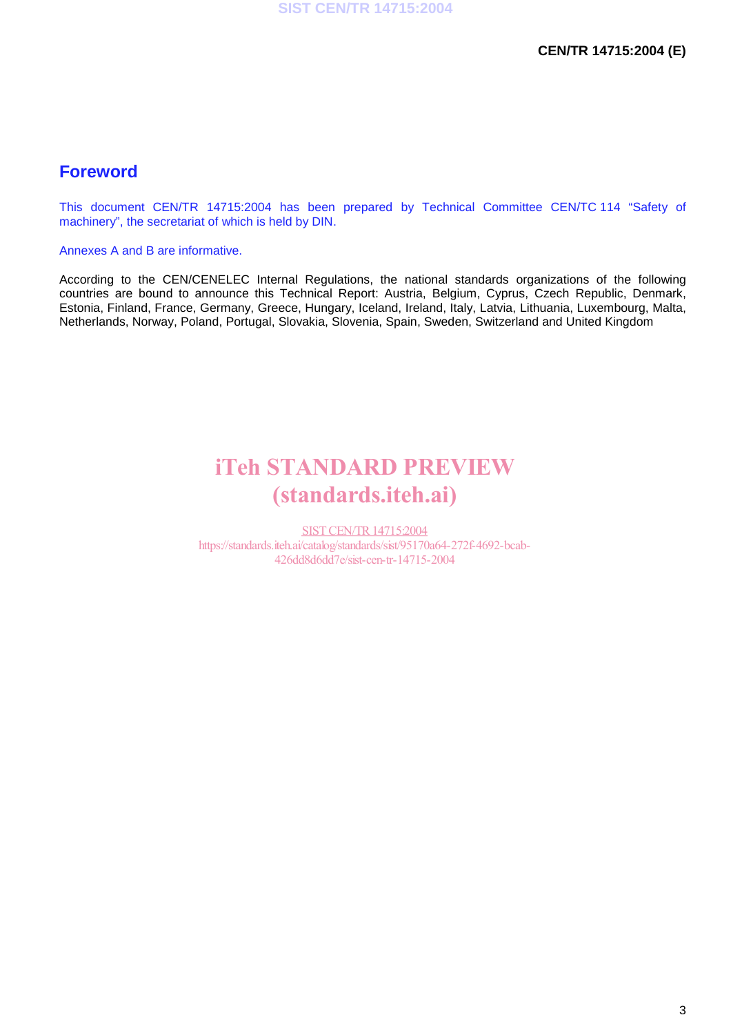# Foreword

This document CEN/TR 14715:2004 has been prepared by Technical Committee CEN/TC 114 "Safety of machinery", the secretariat of which is held by DIN.

Annexes A and B are informative.

According to the CEN/CENELEC Internal Regulations, the national standards organizations of the following countries are bound to announce this Technical Report: Austria, Belgium, Cyprus, Czech Republic, Denmark, Estonia, Finland, France, Germany, Greece, Hungary, Iceland, Ireland, Italy, Latvia, Lithuania, Luxembourg, Malta, Netherlands, Norway, Poland, Portugal, Slovakia, Slovenia, Spain, Sweden, Switzerland and United Kingdom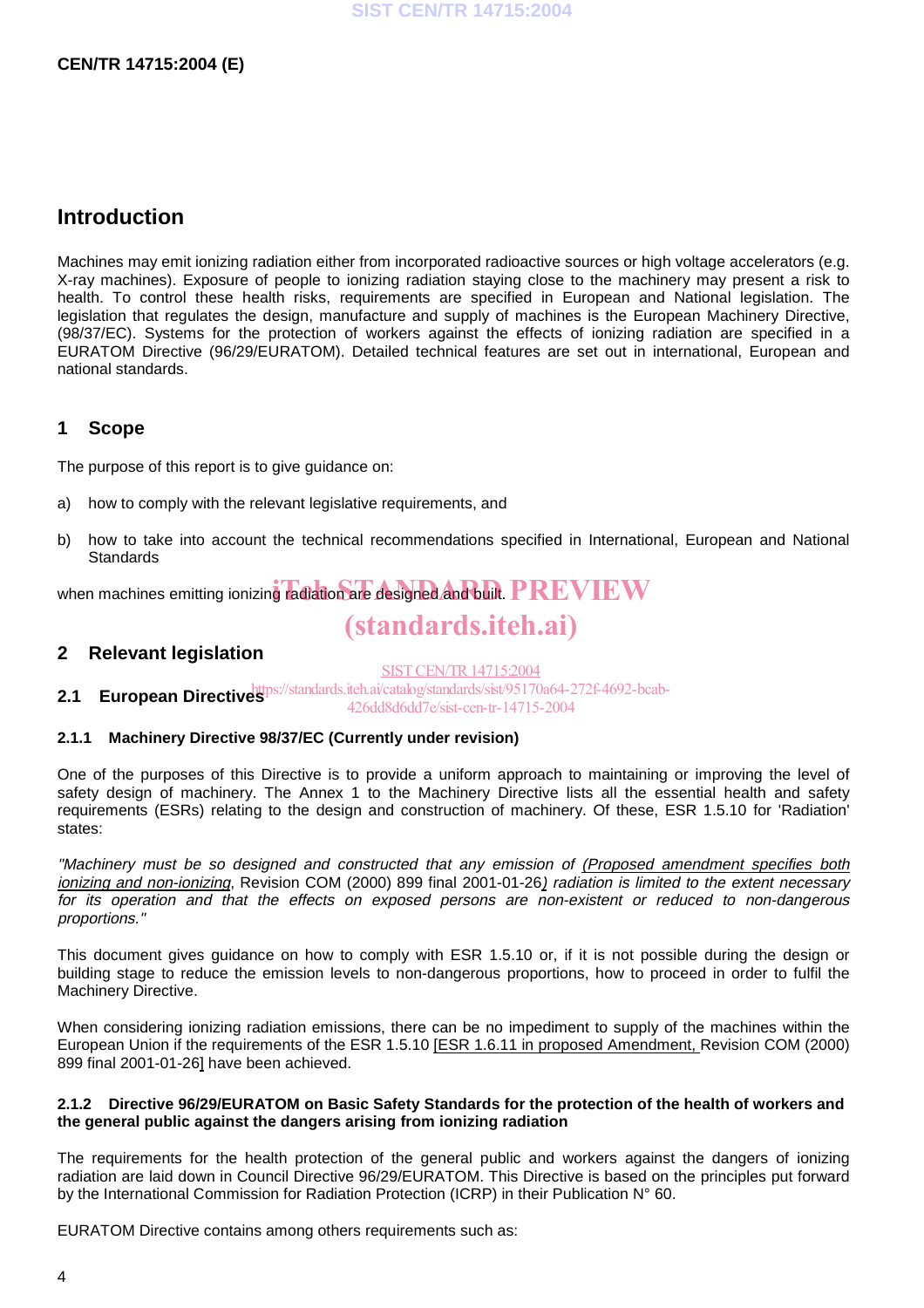# Introduction

Machines may emit ionizing radiation either from incorporated radioactive sources or high voltage accelerators (e.g. X-ray machines). Exposure of people to ionizing radiation staying close to the machinery may present a risk to health. To control these health risks, requirements are specified in European and National legislation. The legislation that regulates the design, manufacture and supply of machines is the European Machinery Directive, (98/37/EC). Systems for the protection of workers against the effects of ionizing radiation are specified in a EURATOM Directive (96/29/EURATOM). Detailed technical features are set out in international, European and national standards.

# 1 Scope

The purpose of this report is to give guidance on:

a) how to comply with the relevant legislative requirements, and

b) how to take into account the technical recommendations specified in International, European and National Standards

when machines emitting ionizing radiation are designed and built.

# 2 Relevant legislation

## 2.1 European Directives

### 2.1.1 Machinery Directive 98/37/EC (Currently under revision)

One of the purposes of this Directive is to provide a uniform approach to maintaining or improving the level of safety design of machinery. The Annex 1 to the Machinery Directive lists all the essential health and safety requirements (ESRs) relating to the design and construction of machinery. Of these, ESR 1.5.10 for 'Radiation' states:

*"Machinery must be so designed and constructed that any emission of* (Proposed amendment specifies both ionizing and non-ionizing, Revision COM (2000) 899 final 2001-01-26) *radiation is limited to the extent necessary for its operation and that the effects on exposed persons are non-existent or reduced to non-dangerous proportions."*

This document gives guidance on how to comply with ESR 1.5.10 or, if it is not possible during the design or building stage to reduce the emission levels to non-dangerous proportions, how to proceed in order to fulfil the Machinery Directive.

When considering ionizing radiation emissions, there can be no impediment to supply of the machines within the European Union if the requirements of the ESR 1.5.10 [ESR 1.6.11 in proposed Amendment, Revision COM (2000) 899 final 2001-01-26] have been achieved.

### 2.1.2 Directive 96/29/EURATOM on Basic Safety Standards for the protection of the health of workers and the general public against the dangers arising from ionizing radiation

The requirements for the health protection of the general public and workers against the dangers of ionizing radiation are laid down in Council Directive 96/29/EURATOM. This Directive is based on the principles put forward by the International Commission for Radiation Protection (ICRP) in their Publication N° 60.

EURATOM Directive contains among others requirements such as: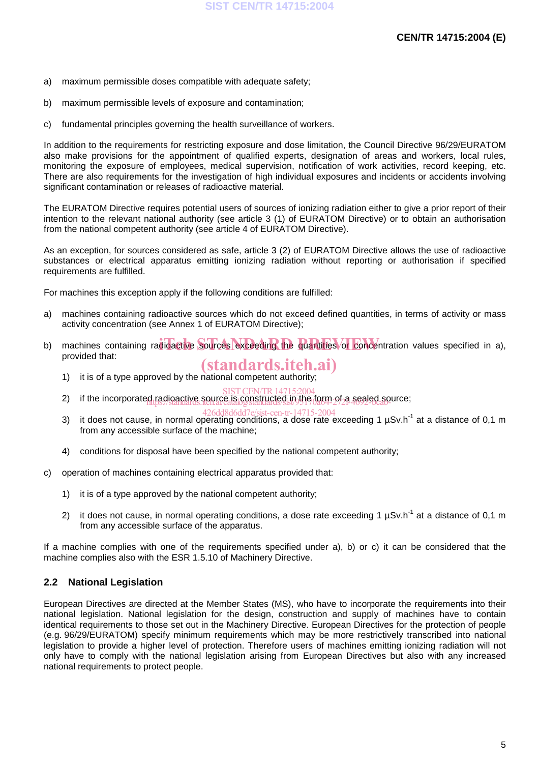a) maximum permissible doses compatible with adequate safety;

b) maximum permissible levels of exposure and contamination;

c) fundamental principles governing the health surveillance of workers.

In addition to the requirements for restricting exposure and dose limitation, the Council Directive 96/29/EURATOM also make provisions for the appointment of qualified experts, designation of areas and workers, local rules, monitoring the exposure of employees, medical supervision, notification of work activities, record keeping, etc. There are also requirements for the investigation of high individual exposures and incidents or accidents involving significant contamination or releases of radioactive material.

The EURATOM Directive requires potential users of sources of ionizing radiation either to give a prior report of their intention to the relevant national authority (see article 3 (1) of EURATOM Directive) or to obtain an authorisation from the national competent authority (see article 4 of EURATOM Directive).

As an exception, for sources considered as safe, article 3 (2) of EURATOM Directive allows the use of radioactive substances or electrical apparatus emitting ionizing radiation without reporting or authorisation if specified requirements are fulfilled.

For machines this exception apply if the following conditions are fulfilled:

a) machines containing radioactive sources which do not exceed defined quantities, in terms of activity or mass activity concentration (see Annex 1 of EURATOM Directive);

b) machines containing radioactive sources exceeding the quantities or concentration values specified in a), provided that:

   1) it is of a type approved by the national competent authority;

   2) if the incorporated radioactive source is constructed in the form of a sealed source;

   3) it does not cause, in normal operating conditions, a dose rate exceeding 1 $\mu Sv.h^{-1}$ at a distance of 0,1 m from any accessible surface of the machine;

   4) conditions for disposal have been specified by the national competent authority;

c) operation of machines containing electrical apparatus provided that:

   1) it is of a type approved by the national competent authority;

   2) it does not cause, in normal operating conditions, a dose rate exceeding 1 $\mu Sv.h^{-1}$ at a distance of 0,1 m from any accessible surface of the apparatus.

If a machine complies with one of the requirements specified under a), b) or c) it can be considered that the machine complies also with the ESR 1.5.10 of Machinery Directive.

## 2.2 National Legislation

European Directives are directed at the Member States (MS), who have to incorporate the requirements into their national legislation. National legislation for the design, construction and supply of machines have to contain identical requirements to those set out in the Machinery Directive. European Directives for the protection of people (e.g. 96/29/EURATOM) specify minimum requirements which may be more restrictively transcribed into national legislation to provide a higher level of protection. Therefore users of machines emitting ionizing radiation will not only have to comply with the national legislation arising from European Directives but also with any increased national requirements to protect people.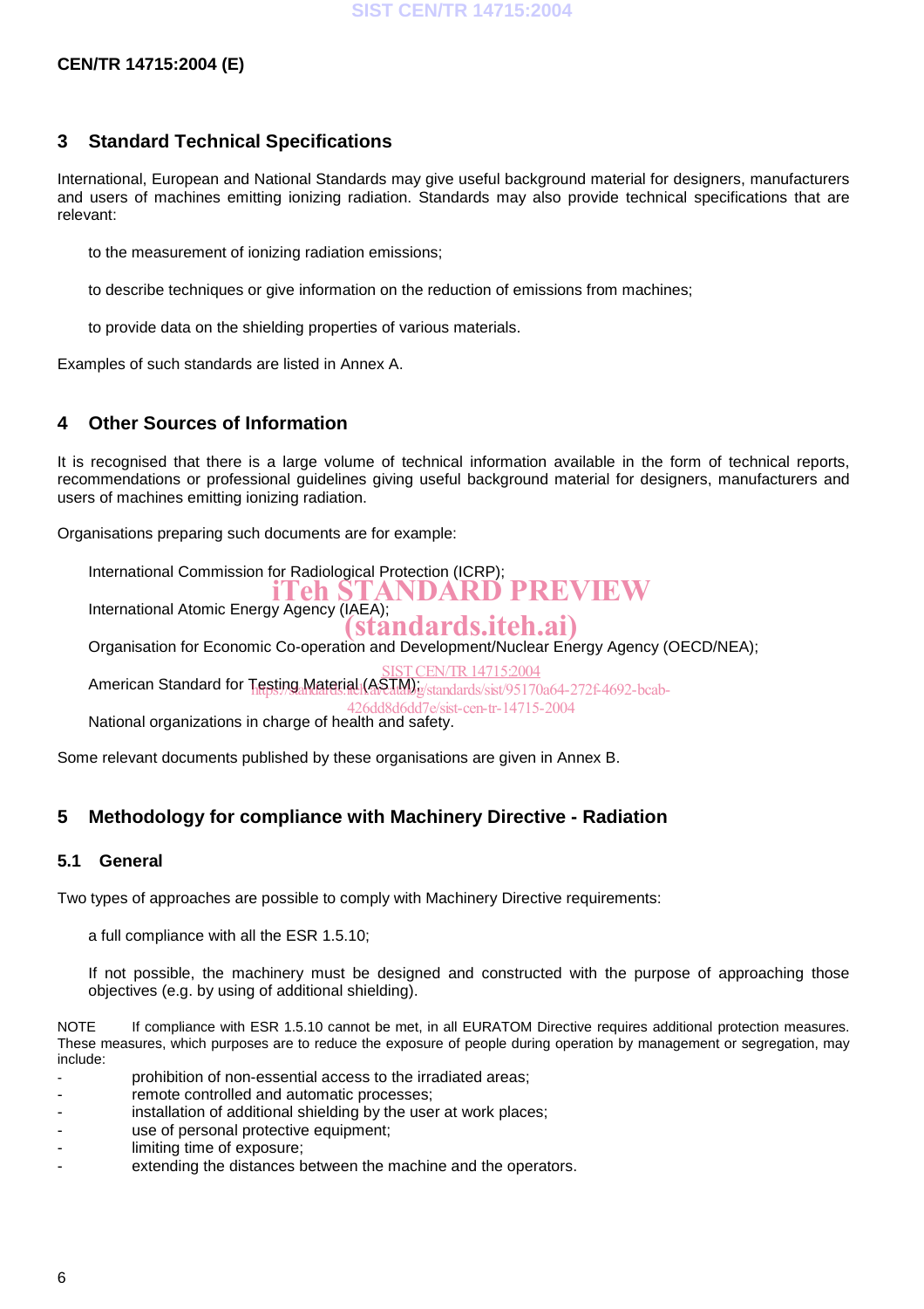## 3 Standard Technical Specifications

International, European and National Standards may give useful background material for designers, manufacturers and users of machines emitting ionizing radiation. Standards may also provide technical specifications that are relevant:

to the measurement of ionizing radiation emissions;

to describe techniques or give information on the reduction of emissions from machines;

to provide data on the shielding properties of various materials.

Examples of such standards are listed in Annex A.

## 4 Other Sources of Information

It is recognised that there is a large volume of technical information available in the form of technical reports, recommendations or professional guidelines giving useful background material for designers, manufacturers and users of machines emitting ionizing radiation.

Organisations preparing such documents are for example:

International Commission for Radiological Protection (ICRP);

International Atomic Energy Agency (IAEA);

Organisation for Economic Co-operation and Development/Nuclear Energy Agency (OECD/NEA);

American Standard for Testing Material (ASTM);

National organizations in charge of health and safety.

Some relevant documents published by these organisations are given in Annex B.

## 5 Methodology for compliance with Machinery Directive - Radiation

### 5.1 General

Two types of approaches are possible to comply with Machinery Directive requirements:

a full compliance with all the ESR 1.5.10;

If not possible, the machinery must be designed and constructed with the purpose of approaching those objectives (e.g. by using of additional shielding).

NOTE If compliance with ESR 1.5.10 cannot be met, in all EURATOM Directive requires additional protection measures. These measures, which purposes are to reduce the exposure of people during operation by management or segregation, may include:

- prohibition of non-essential access to the irradiated areas;
- remote controlled and automatic processes;
- installation of additional shielding by the user at work places;
- use of personal protective equipment;
- limiting time of exposure;
- extending the distances between the machine and the operators.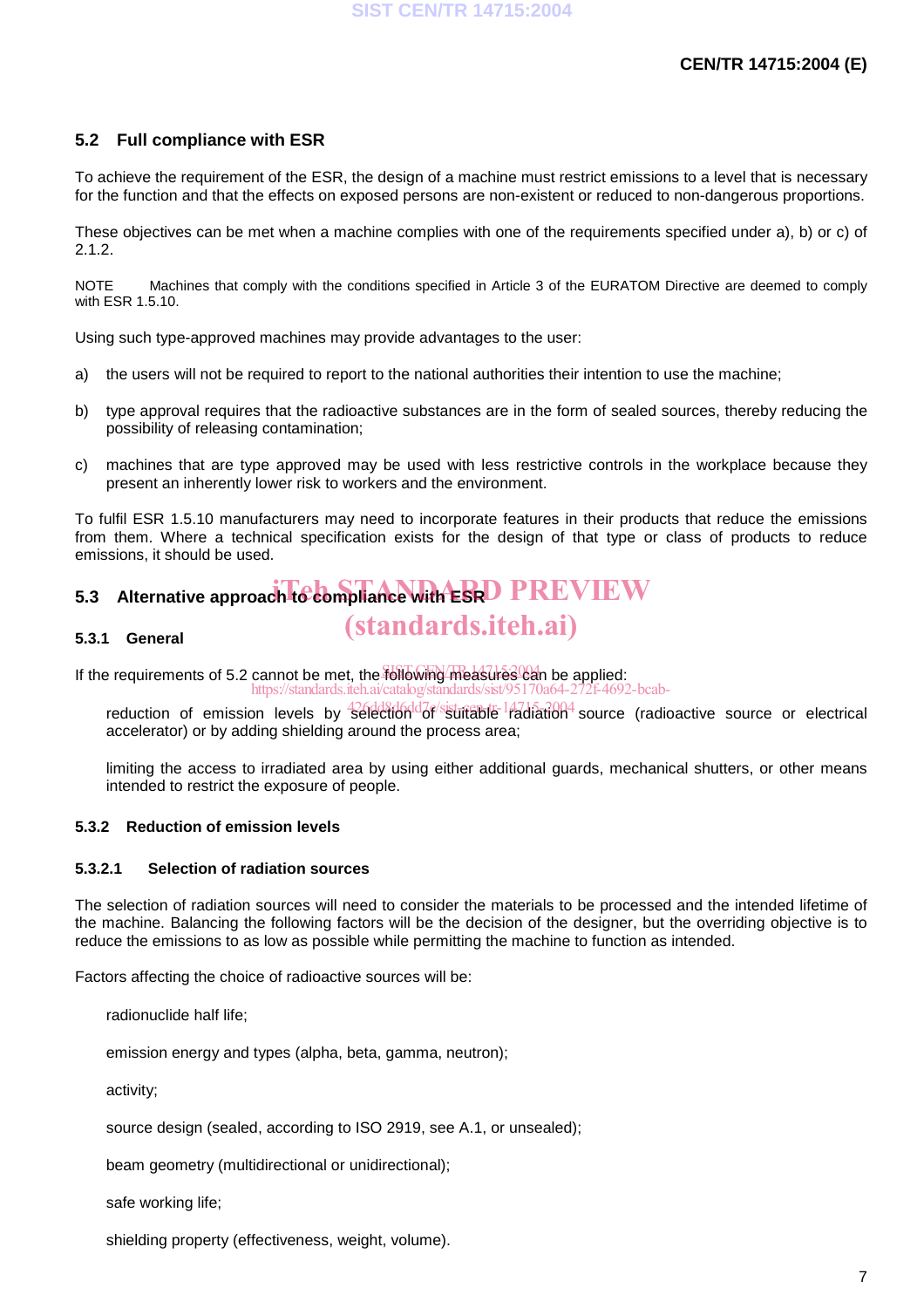## 5.2 Full compliance with ESR

To achieve the requirement of the ESR, the design of a machine must restrict emissions to a level that is necessary for the function and that the effects on exposed persons are non-existent or reduced to non-dangerous proportions.

These objectives can be met when a machine complies with one of the requirements specified under a), b) or c) of 2.1.2.

NOTE Machines that comply with the conditions specified in Article 3 of the EURATOM Directive are deemed to comply with ESR 1.5.10.

Using such type-approved machines may provide advantages to the user:

a) the users will not be required to report to the national authorities their intention to use the machine;

b) type approval requires that the radioactive substances are in the form of sealed sources, thereby reducing the possibility of releasing contamination;

c) machines that are type approved may be used with less restrictive controls in the workplace because they present an inherently lower risk to workers and the environment.

To fulfil ESR 1.5.10 manufacturers may need to incorporate features in their products that reduce the emissions from them. Where a technical specification exists for the design of that type or class of products to reduce emissions, it should be used.

## 5.3 Alternative approach to compliance with ESR

### 5.3.1 General

If the requirements of 5.2 cannot be met, the following measures can be applied:

- reduction of emission levels by selection of suitable radiation source (radioactive source or electrical accelerator) or by adding shielding around the process area;

- limiting the access to irradiated area by using either additional guards, mechanical shutters, or other means intended to restrict the exposure of people.

### 5.3.2 Reduction of emission levels

#### 5.3.2.1 Selection of radiation sources

The selection of radiation sources will need to consider the materials to be processed and the intended lifetime of the machine. Balancing the following factors will be the decision of the designer, but the overriding objective is to reduce the emissions to as low as possible while permitting the machine to function as intended.

Factors affecting the choice of radioactive sources will be:

- radionuclide half life;

- emission energy and types (alpha, beta, gamma, neutron);

- activity;

- source design (sealed, according to ISO 2919, see A.1, or unsealed);

- beam geometry (multidirectional or unidirectional);

- safe working life;

- shielding property (effectiveness, weight, volume).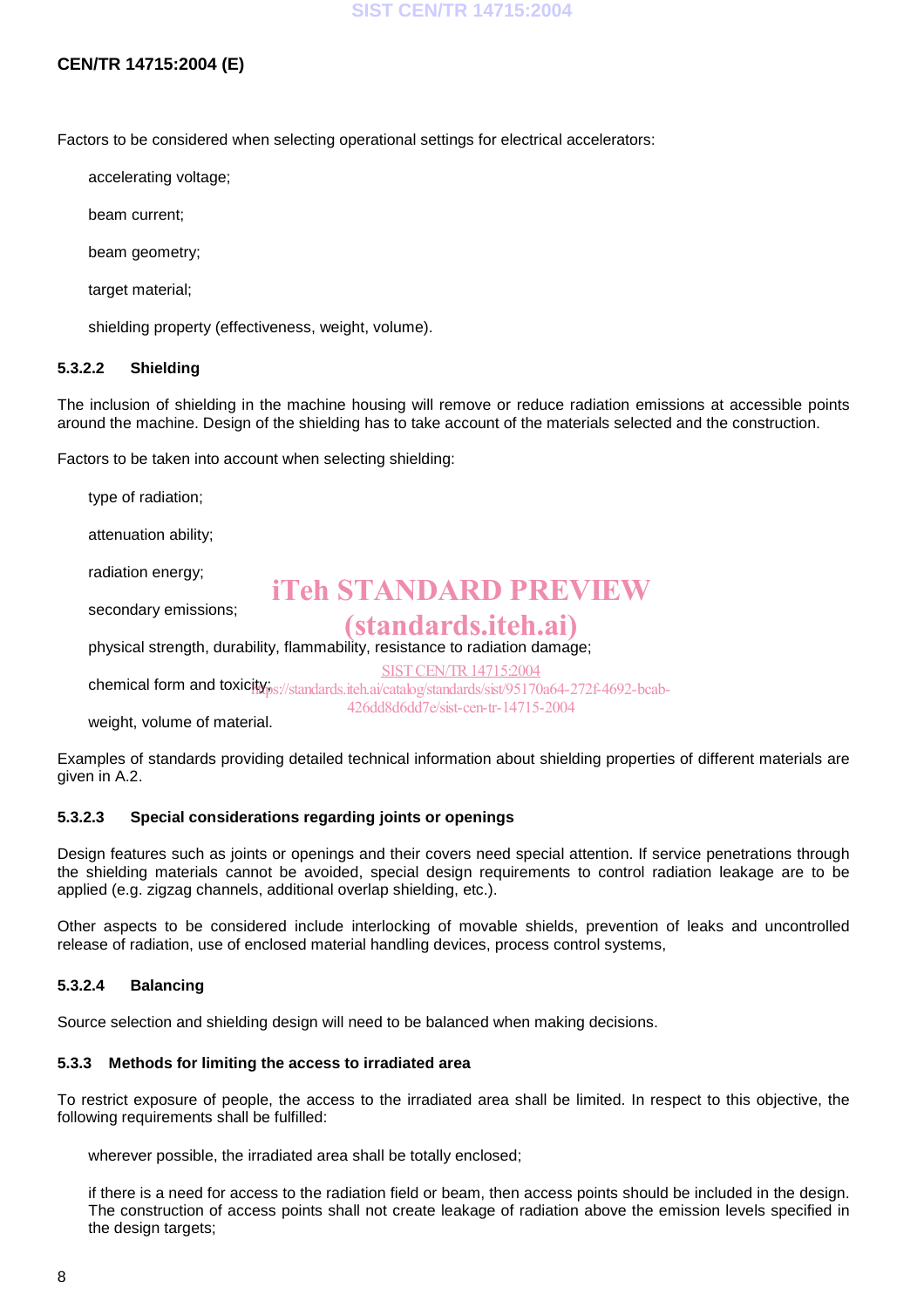Factors to be considered when selecting operational settings for electrical accelerators:

accelerating voltage;

beam current;

beam geometry;

target material;

shielding property (effectiveness, weight, volume).

#### 5.3.2.2 Shielding

The inclusion of shielding in the machine housing will remove or reduce radiation emissions at accessible points around the machine. Design of the shielding has to take account of the materials selected and the construction.

Factors to be taken into account when selecting shielding:

type of radiation;

attenuation ability;

radiation energy;

secondary emissions;

physical strength, durability, flammability, resistance to radiation damage;

chemical form and toxicity;

weight, volume of material.

Examples of standards providing detailed technical information about shielding properties of different materials are given in A.2.

#### 5.3.2.3 Special considerations regarding joints or openings

Design features such as joints or openings and their covers need special attention. If service penetrations through the shielding materials cannot be avoided, special design requirements to control radiation leakage are to be applied (e.g. zigzag channels, additional overlap shielding, etc.).

Other aspects to be considered include interlocking of movable shields, prevention of leaks and uncontrolled release of radiation, use of enclosed material handling devices, process control systems,

#### 5.3.2.4 Balancing

Source selection and shielding design will need to be balanced when making decisions.

### 5.3.3 Methods for limiting the access to irradiated area

To restrict exposure of people, the access to the irradiated area shall be limited. In respect to this objective, the following requirements shall be fulfilled:

wherever possible, the irradiated area shall be totally enclosed;

if there is a need for access to the radiation field or beam, then access points should be included in the design. The construction of access points shall not create leakage of radiation above the emission levels specified in the design targets;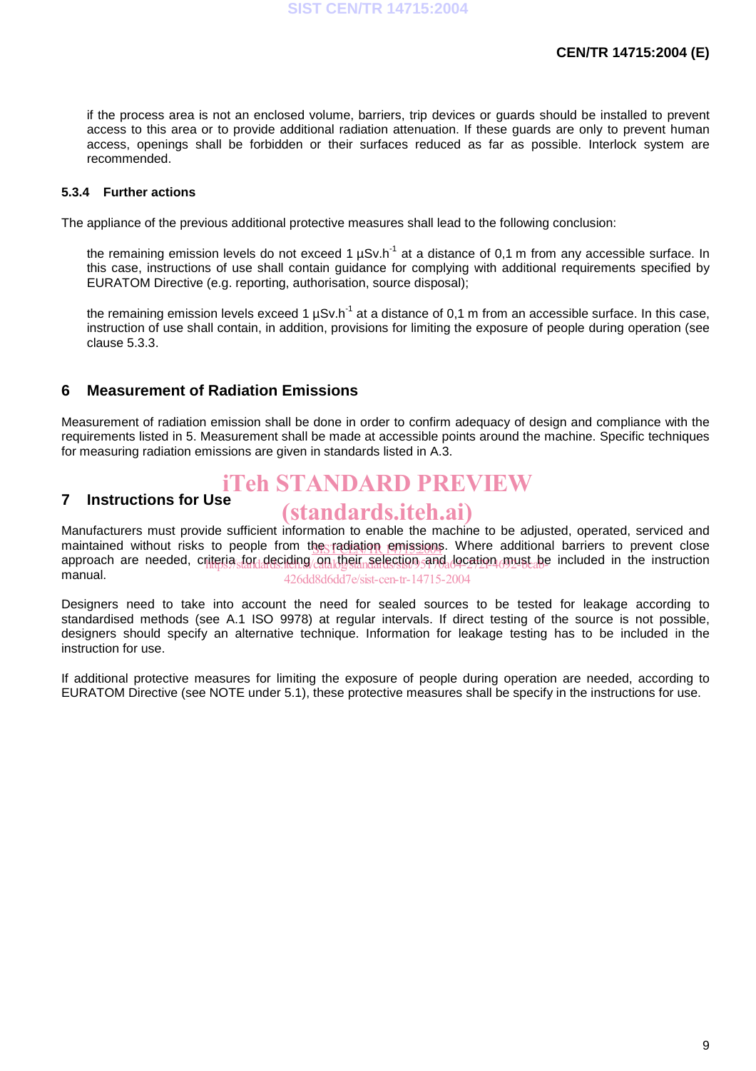if the process area is not an enclosed volume, barriers, trip devices or guards should be installed to prevent access to this area or to provide additional radiation attenuation. If these guards are only to prevent human access, openings shall be forbidden or their surfaces reduced as far as possible. Interlock system are recommended.

### 5.3.4 Further actions

The appliance of the previous additional protective measures shall lead to the following conclusion:

the remaining emission levels do not exceed 1 µSv.h$^{-1}$ at a distance of 0,1 m from any accessible surface. In this case, instructions of use shall contain guidance for complying with additional requirements specified by EURATOM Directive (e.g. reporting, authorisation, source disposal);

the remaining emission levels exceed 1 µSv.h$^{-1}$ at a distance of 0,1 m from an accessible surface. In this case, instruction of use shall contain, in addition, provisions for limiting the exposure of people during operation (see clause 5.3.3.

## 6 Measurement of Radiation Emissions

Measurement of radiation emission shall be done in order to confirm adequacy of design and compliance with the requirements listed in 5. Measurement shall be made at accessible points around the machine. Specific techniques for measuring radiation emissions are given in standards listed in A.3.

## 7 Instructions for Use

Manufacturers must provide sufficient information to enable the machine to be adjusted, operated, serviced and maintained without risks to people from the radiation emissions. Where additional barriers to prevent close approach are needed, criteria for deciding on their selection and location must be included in the instruction manual.

Designers need to take into account the need for sealed sources to be tested for leakage according to standardised methods (see A.1 ISO 9978) at regular intervals. If direct testing of the source is not possible, designers should specify an alternative technique. Information for leakage testing has to be included in the instruction for use.

If additional protective measures for limiting the exposure of people during operation are needed, according to EURATOM Directive (see NOTE under 5.1), these protective measures shall be specify in the instructions for use.